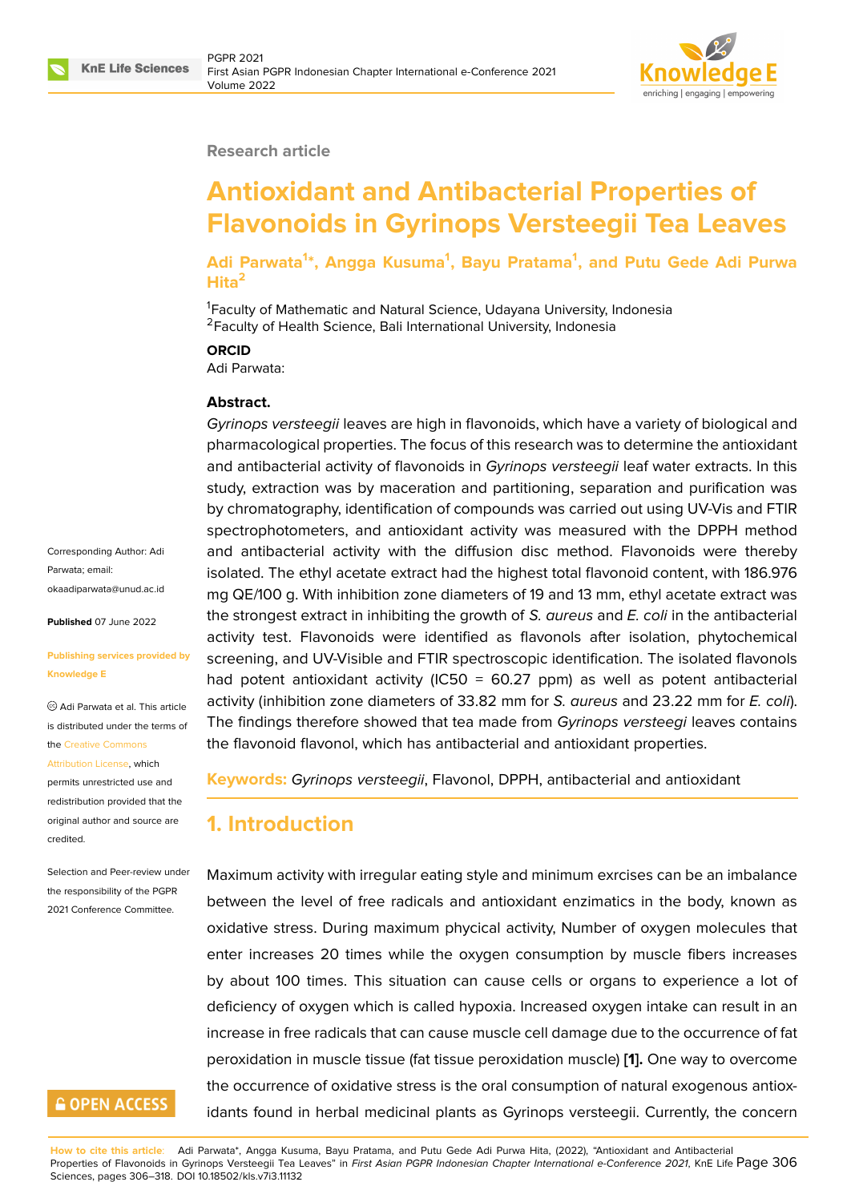**Research article**

# Antioxidant and Antibacterial Properties of Flavonoids in Gyrinops Versteegii Tea Leaves

**Adi Parwata[1*], Angga Kusuma[1], Bayu Pratama[1], and Putu Gede Adi Purwa Hita[2]**

[1]Faculty of Mathematic and Natural Science, Udayana University, Indonesia
[2]Faculty of Health Science, Bali International University, Indonesia

**ORCID**

Adi Parwata:

Corresponding Author: Adi Parwata; email: okaadiparwata@unud.ac.id

**Published** 07 June 2022

**Publishing services provided by Knowledge E**

Adi Parwata et al. This article is distributed under the terms of the Creative Commons Attribution License, which permits unrestricted use and redistribution provided that the original author and source are credited.

Selection and Peer-review under the responsibility of the PGPR 2021 Conference Committee.

**Abstract.**

*Gyrinops versteegii* leaves are high in flavonoids, which have a variety of biological and pharmacological properties. The focus of this research was to determine the antioxidant and antibacterial activity of flavonoids in *Gyrinops versteegii* leaf water extracts. In this study, extraction was by maceration and partitioning, separation and purification was by chromatography, identification of compounds was carried out using UV-Vis and FTIR spectrophotometers, and antioxidant activity was measured with the DPPH method and antibacterial activity with the diffusion disc method. Flavonoids were thereby isolated. The ethyl acetate extract had the highest total flavonoid content, with 186.976 mg QE/100 g. With inhibition zone diameters of 19 and 13 mm, ethyl acetate extract was the strongest extract in inhibiting the growth of *S. aureus* and *E. coli* in the antibacterial activity test. Flavonoids were identified as flavonols after isolation, phytochemical screening, and UV-Visible and FTIR spectroscopic identification. The isolated flavonols had potent antioxidant activity (IC50 = 60.27 ppm) as well as potent antibacterial activity (inhibition zone diameters of 33.82 mm for *S. aureus* and 23.22 mm for *E. coli*). The findings therefore showed that tea made from *Gyrinops versteegii* leaves contains the flavonoid flavonol, which has antibacterial and antioxidant properties.

**Keywords:** *Gyrinops versteegii*, Flavonol, DPPH, antibacterial and antioxidant

## 1. Introduction

Maximum activity with irregular eating style and minimum exrcises can be an imbalance between the level of free radicals and antioxidant enzimatics in the body, known as oxidative stress. During maximum phycical activity, Number of oxygen molecules that enter increases 20 times while the oxygen consumption by muscle fibers increases by about 100 times. This situation can cause cells or organs to experience a lot of deficiency of oxygen which is called hypoxia. Increased oxygen intake can result in an increase in free radicals that can cause muscle cell damage due to the occurrence of fat peroxidation in muscle tissue (fat tissue peroxidation muscle) **[1].** One way to overcome the occurrence of oxidative stress is the oral consumption of natural exogenous antioxidants found in herbal medicinal plants as Gyrinops versteegii. Currently, the concern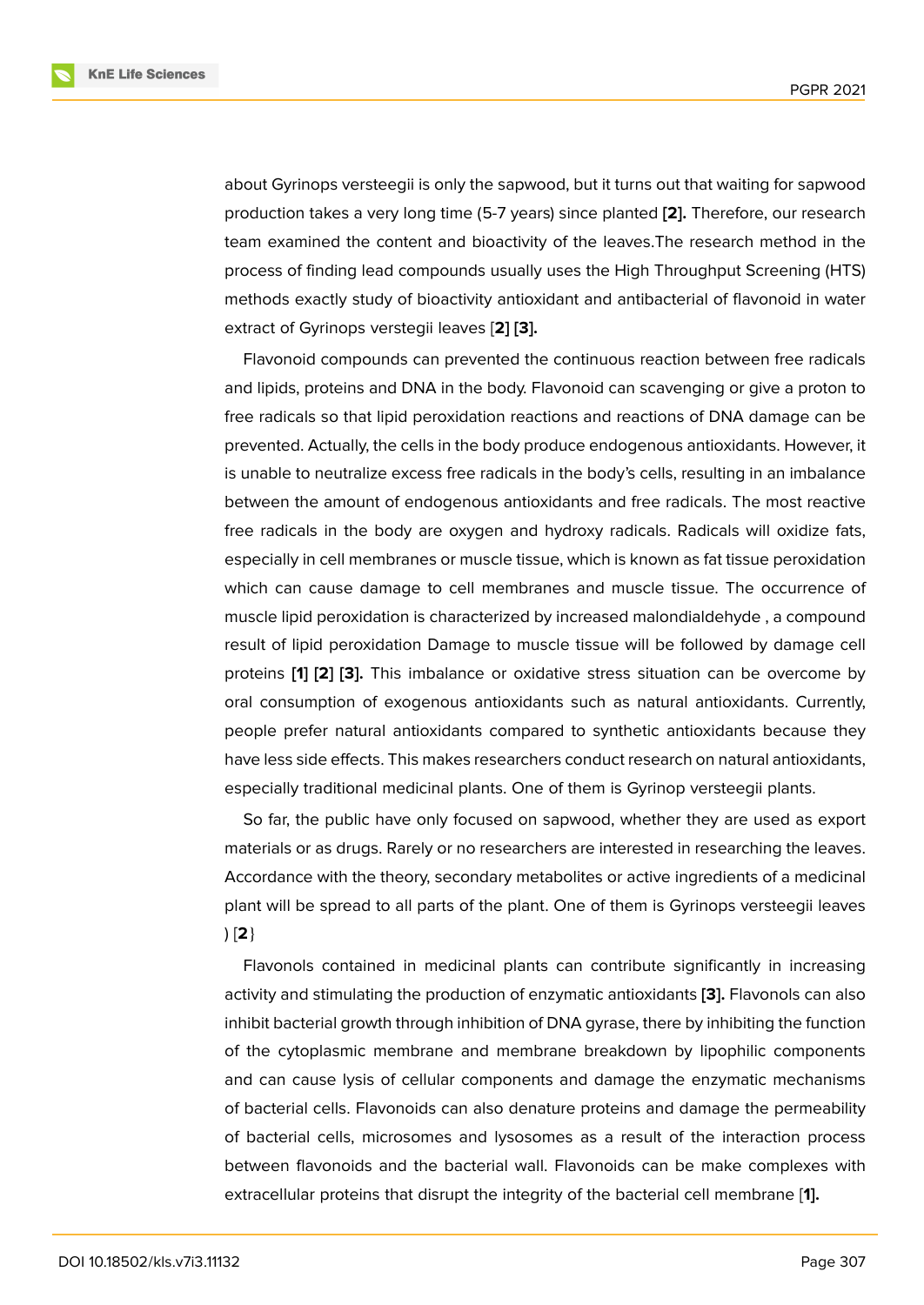about Gyrinops versteegii is only the sapwood, but it turns out that waiting for sapwood production takes a very long time (5-7 years) since planted **[2].** Therefore, our research team examined the content and bioactivity of the leaves.The research method in the process of finding lead compounds usually uses the High Throughput Screening (HTS) methods exactly study of bioactivity antioxidant and antibacterial of flavonoid in water extract of Gyrinops verstegii leaves [**2**] **[3].**

Flavonoid compounds can prevented the continuous reaction between free radicals and lipids, proteins and DNA in the body. Flavonoid can scavenging or give a proton to free radicals so that lipid peroxidation reactions and reactions of DNA damage can be prevented. Actually, the cells in the body produce endogenous antioxidants. However, it is unable to neutralize excess free radicals in the body's cells, resulting in an imbalance between the amount of endogenous antioxidants and free radicals. The most reactive free radicals in the body are oxygen and hydroxy radicals. Radicals will oxidize fats, especially in cell membranes or muscle tissue, which is known as fat tissue peroxidation which can cause damage to cell membranes and muscle tissue. The occurrence of muscle lipid peroxidation is characterized by increased malondialdehyde , a compound result of lipid peroxidation Damage to muscle tissue will be followed by damage cell proteins **[1]** **[2]** [**3**]**.** This imbalance or oxidative stress situation can be overcome by oral consumption of exogenous antioxidants such as natural antioxidants. Currently, people prefer natural antioxidants compared to synthetic antioxidants because they have less side effects. This makes researchers conduct research on natural antioxidants, especially traditional medicinal plants. One of them is Gyrinop versteegii plants.

So far, the public have only focused on sapwood, whether they are used as export materials or as drugs. Rarely or no researchers are interested in researching the leaves. Accordance with the theory, secondary metabolites or active ingredients of a medicinal plant will be spread to all parts of the plant. One of them is Gyrinops versteegii leaves ) [**2**}

Flavonols contained in medicinal plants can contribute significantly in increasing activity and stimulating the production of enzymatic antioxidants **[3].** Flavonols can also inhibit bacterial growth through inhibition of DNA gyrase, there by inhibiting the function of the cytoplasmic membrane and membrane breakdown by lipophilic components and can cause lysis of cellular components and damage the enzymatic mechanisms of bacterial cells. Flavonoids can also denature proteins and damage the permeability of bacterial cells, microsomes and lysosomes as a result of the interaction process between flavonoids and the bacterial wall. Flavonoids can be make complexes with extracellular proteins that disrupt the integrity of the bacterial cell membrane [**1].**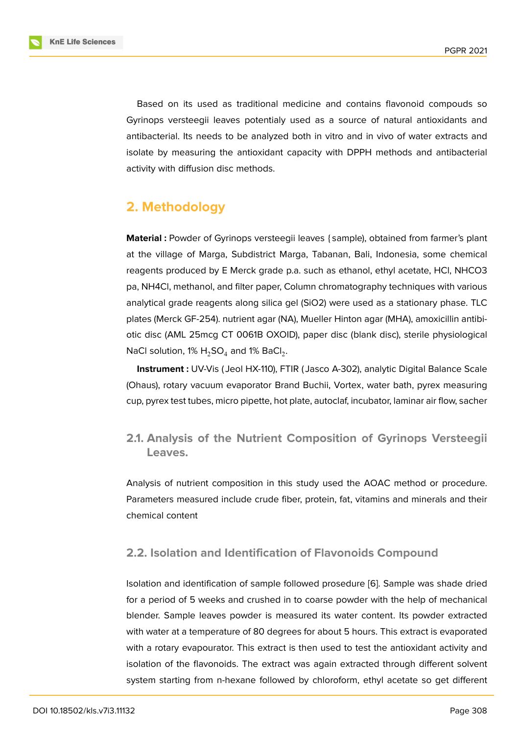Based on its used as traditional medicine and contains flavonoid compouds so Gyrinops versteegii leaves potentialy used as a source of natural antioxidants and antibacterial. Its needs to be analyzed both in vitro and in vivo of water extracts and isolate by measuring the antioxidant capacity with DPPH methods and antibacterial activity with diffusion disc methods.

## 2. Methodology

**Material :** Powder of Gyrinops versteegii leaves (sample), obtained from farmer's plant at the village of Marga, Subdistrict Marga, Tabanan, Bali, Indonesia, some chemical reagents produced by E Merck grade p.a. such as ethanol, ethyl acetate, HCl, NHCO3 pa, NH4Cl, methanol, and filter paper, Column chromatography techniques with various analytical grade reagents along silica gel (SiO2) were used as a stationary phase. TLC plates (Merck GF-254). nutrient agar (NA), Mueller Hinton agar (MHA), amoxicillin antibiotic disc (AML 25mcg CT 0061B OXOID), paper disc (blank disc), sterile physiological NaCl solution, 1% $H_2SO_4$ and 1% $BaCl_2$.

**Instrument :** UV-Vis (Jeol HX-110), FTIR (Jasco A-302), analytic Digital Balance Scale (Ohaus), rotary vacuum evaporator Brand Buchii, Vortex, water bath, pyrex measuring cup, pyrex test tubes, micro pipette, hot plate, autoclaf, incubator, laminar air flow, sacher

### 2.1. Analysis of the Nutrient Composition of Gyrinops Versteegii Leaves.

Analysis of nutrient composition in this study used the AOAC method or procedure. Parameters measured include crude fiber, protein, fat, vitamins and minerals and their chemical content

### 2.2. Isolation and Identification of Flavonoids Compound

Isolation and identification of sample followed prosedure [6]. Sample was shade dried for a period of 5 weeks and crushed in to coarse powder with the help of mechanical blender. Sample leaves powder is measured its water content. Its powder extracted with water at a temperature of 80 degrees for about 5 hours. This extract is evaporated with a rotary evapourator. This extract is then used to test the antioxidant activity and isolation of the flavonoids. The extract was again extracted through different solvent system starting from n-hexane followed by chloroform, ethyl acetate so get different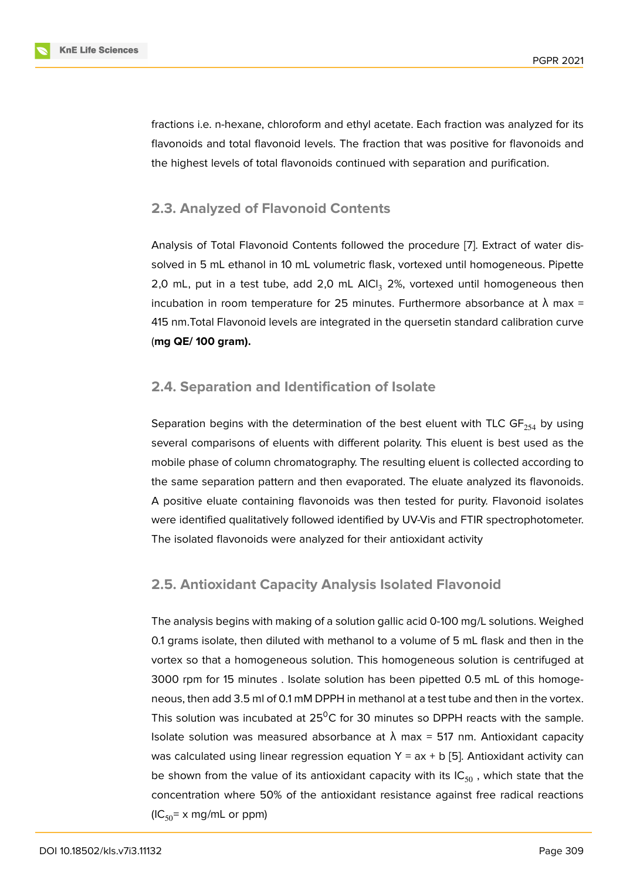fractions i.e. n-hexane, chloroform and ethyl acetate. Each fraction was analyzed for its flavonoids and total flavonoid levels. The fraction that was positive for flavonoids and the highest levels of total flavonoids continued with separation and purification.

## 2.3. Analyzed of Flavonoid Contents

Analysis of Total Flavonoid Contents followed the procedure [7]. Extract of water dissolved in 5 mL ethanol in 10 mL volumetric flask, vortexed until homogeneous. Pipette 2,0 mL, put in a test tube, add 2,0 mL $AlCl_3$ 2%, vortexed until homogeneous then incubation in room temperature for 25 minutes. Furthermore absorbance at λ max = 415 nm.Total Flavonoid levels are integrated in the quersetin standard calibration curve (**mg QE/ 100 gram).**

## 2.4. Separation and Identification of Isolate

Separation begins with the determination of the best eluent with TLC $GF_{254}$ by using several comparisons of eluents with different polarity. This eluent is best used as the mobile phase of column chromatography. The resulting eluent is collected according to the same separation pattern and then evaporated. The eluate analyzed its flavonoids. A positive eluate containing flavonoids was then tested for purity. Flavonoid isolates were identified qualitatively followed identified by UV-Vis and FTIR spectrophotometer. The isolated flavonoids were analyzed for their antioxidant activity

## 2.5. Antioxidant Capacity Analysis Isolated Flavonoid

The analysis begins with making of a solution gallic acid 0-100 mg/L solutions. Weighed 0.1 grams isolate, then diluted with methanol to a volume of 5 mL flask and then in the vortex so that a homogeneous solution. This homogeneous solution is centrifuged at 3000 rpm for 15 minutes . Isolate solution has been pipetted 0.5 mL of this homogeneous, then add 3.5 ml of 0.1 mM DPPH in methanol at a test tube and then in the vortex. This solution was incubated at $25^0$C for 30 minutes so DPPH reacts with the sample. Isolate solution was measured absorbance at λ max = 517 nm. Antioxidant capacity was calculated using linear regression equation Y = ax + b [5]. Antioxidant activity can be shown from the value of its antioxidant capacity with its $IC_{50}$ , which state that the concentration where 50% of the antioxidant resistance against free radical reactions ($IC_{50}$= x mg/mL or ppm)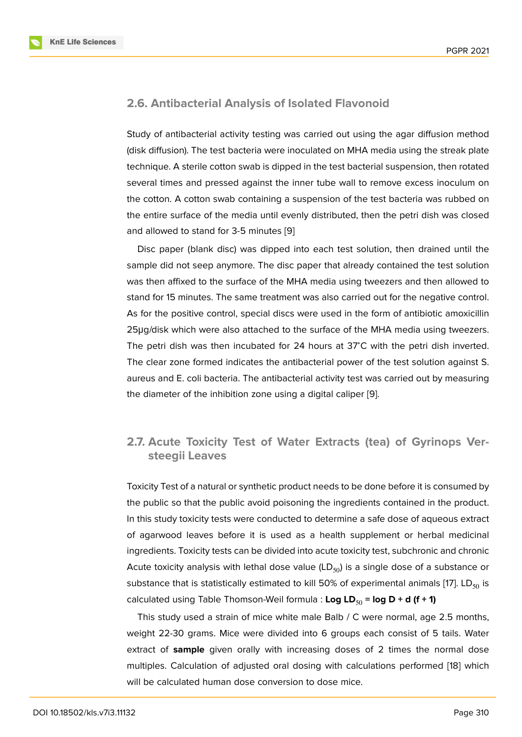## 2.6. Antibacterial Analysis of Isolated Flavonoid

Study of antibacterial activity testing was carried out using the agar diffusion method (disk diffusion). The test bacteria were inoculated on MHA media using the streak plate technique. A sterile cotton swab is dipped in the test bacterial suspension, then rotated several times and pressed against the inner tube wall to remove excess inoculum on the cotton. A cotton swab containing a suspension of the test bacteria was rubbed on the entire surface of the media until evenly distributed, then the petri dish was closed and allowed to stand for 3-5 minutes [9]

Disc paper (blank disc) was dipped into each test solution, then drained until the sample did not seep anymore. The disc paper that already contained the test solution was then affixed to the surface of the MHA media using tweezers and then allowed to stand for 15 minutes. The same treatment was also carried out for the negative control. As for the positive control, special discs were used in the form of antibiotic amoxicillin 25μg/disk which were also attached to the surface of the MHA media using tweezers. The petri dish was then incubated for 24 hours at 37°C with the petri dish inverted. The clear zone formed indicates the antibacterial power of the test solution against S. aureus and E. coli bacteria. The antibacterial activity test was carried out by measuring the diameter of the inhibition zone using a digital caliper [9].

## 2.7. Acute Toxicity Test of Water Extracts (tea) of Gyrinops Versteegii Leaves

Toxicity Test of a natural or synthetic product needs to be done before it is consumed by the public so that the public avoid poisoning the ingredients contained in the product. In this study toxicity tests were conducted to determine a safe dose of aqueous extract of agarwood leaves before it is used as a health supplement or herbal medicinal ingredients. Toxicity tests can be divided into acute toxicity test, subchronic and chronic Acute toxicity analysis with lethal dose value ($LD_{50}$) is a single dose of a substance or substance that is statistically estimated to kill 50% of experimental animals [17]. $LD_{50}$ is calculated using Table Thomson-Weil formula : **Log $LD_{50}$ = log D + d (f + 1)**

This study used a strain of mice white male Balb / C were normal, age 2.5 months, weight 22-30 grams. Mice were divided into 6 groups each consist of 5 tails. Water extract of **sample** given orally with increasing doses of 2 times the normal dose multiples. Calculation of adjusted oral dosing with calculations performed [18] which will be calculated human dose conversion to dose mice.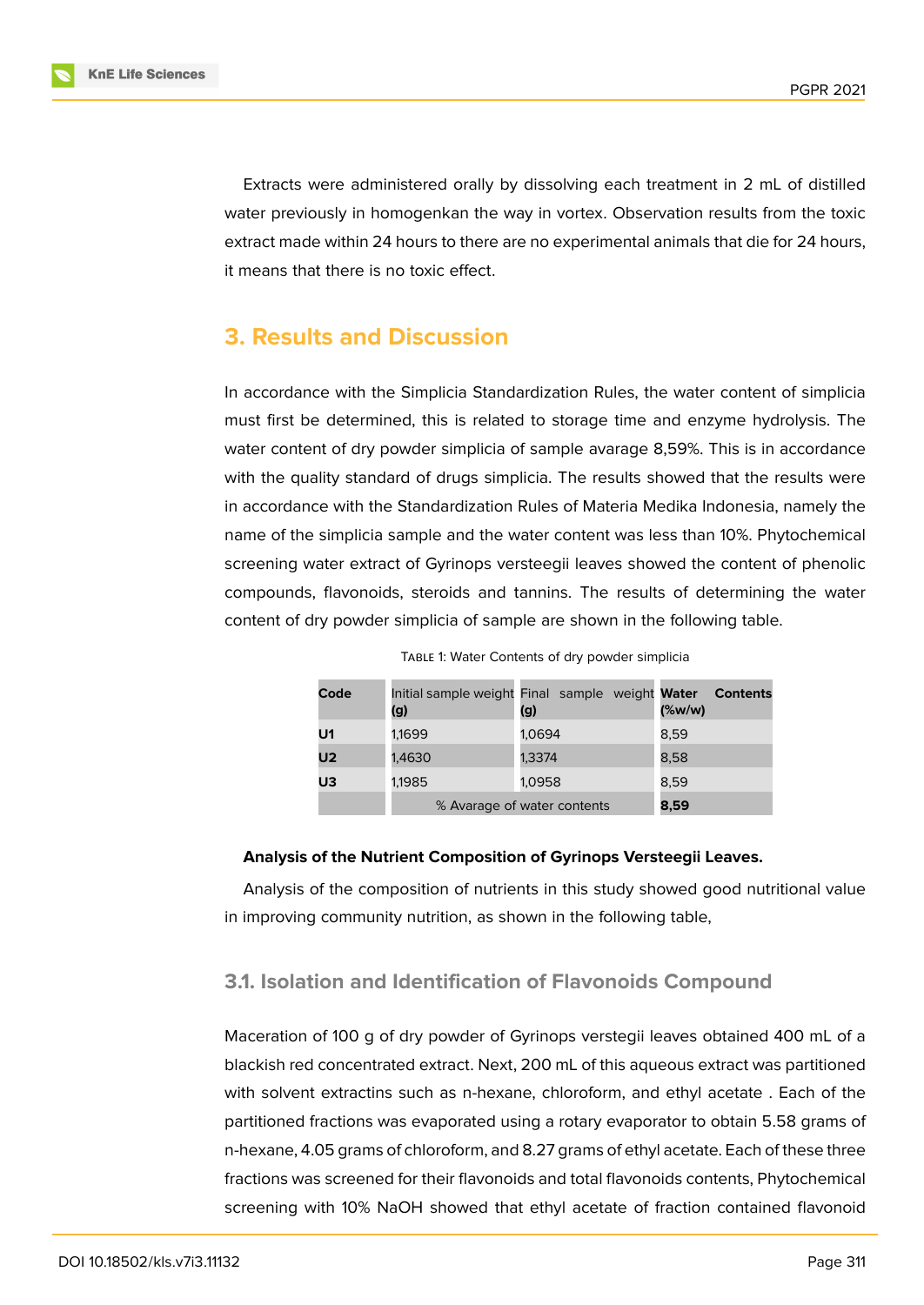Extracts were administered orally by dissolving each treatment in 2 mL of distilled water previously in homogenkan the way in vortex. Observation results from the toxic extract made within 24 hours to there are no experimental animals that die for 24 hours, it means that there is no toxic effect.

## 3. Results and Discussion

In accordance with the Simplicia Standardization Rules, the water content of simplicia must first be determined, this is related to storage time and enzyme hydrolysis. The water content of dry powder simplicia of sample avarage 8,59%. This is in accordance with the quality standard of drugs simplicia. The results showed that the results were in accordance with the Standardization Rules of Materia Medika Indonesia, namely the name of the simplicia sample and the water content was less than 10%. Phytochemical screening water extract of Gyrinops versteegii leaves showed the content of phenolic compounds, flavonoids, steroids and tannins. The results of determining the water content of dry powder simplicia of sample are shown in the following table.

TABLE 1: Water Contents of dry powder simplicia

| Code | Initial sample weight (g) | Final sample weight (g) | Water Contents (%w/w) |
|---|---|---|---|
| U1 | 1,1699 | 1,0694 | 8,59 |
| U2 | 1,4630 | 1,3374 | 8,58 |
| U3 | 1,1985 | 1,0958 | 8,59 |
| | % Avarage of water contents | | **8,59** |

**Analysis of the Nutrient Composition of Gyrinops Versteegii Leaves.**

Analysis of the composition of nutrients in this study showed good nutritional value in improving community nutrition, as shown in the following table,

### 3.1. Isolation and Identification of Flavonoids Compound

Maceration of 100 g of dry powder of Gyrinops verstegii leaves obtained 400 mL of a blackish red concentrated extract. Next, 200 mL of this aqueous extract was partitioned with solvent extractins such as n-hexane, chloroform, and ethyl acetate . Each of the partitioned fractions was evaporated using a rotary evaporator to obtain 5.58 grams of n-hexane, 4.05 grams of chloroform, and 8.27 grams of ethyl acetate. Each of these three fractions was screened for their flavonoids and total flavonoids contents, Phytochemical screening with 10% NaOH showed that ethyl acetate of fraction contained flavonoid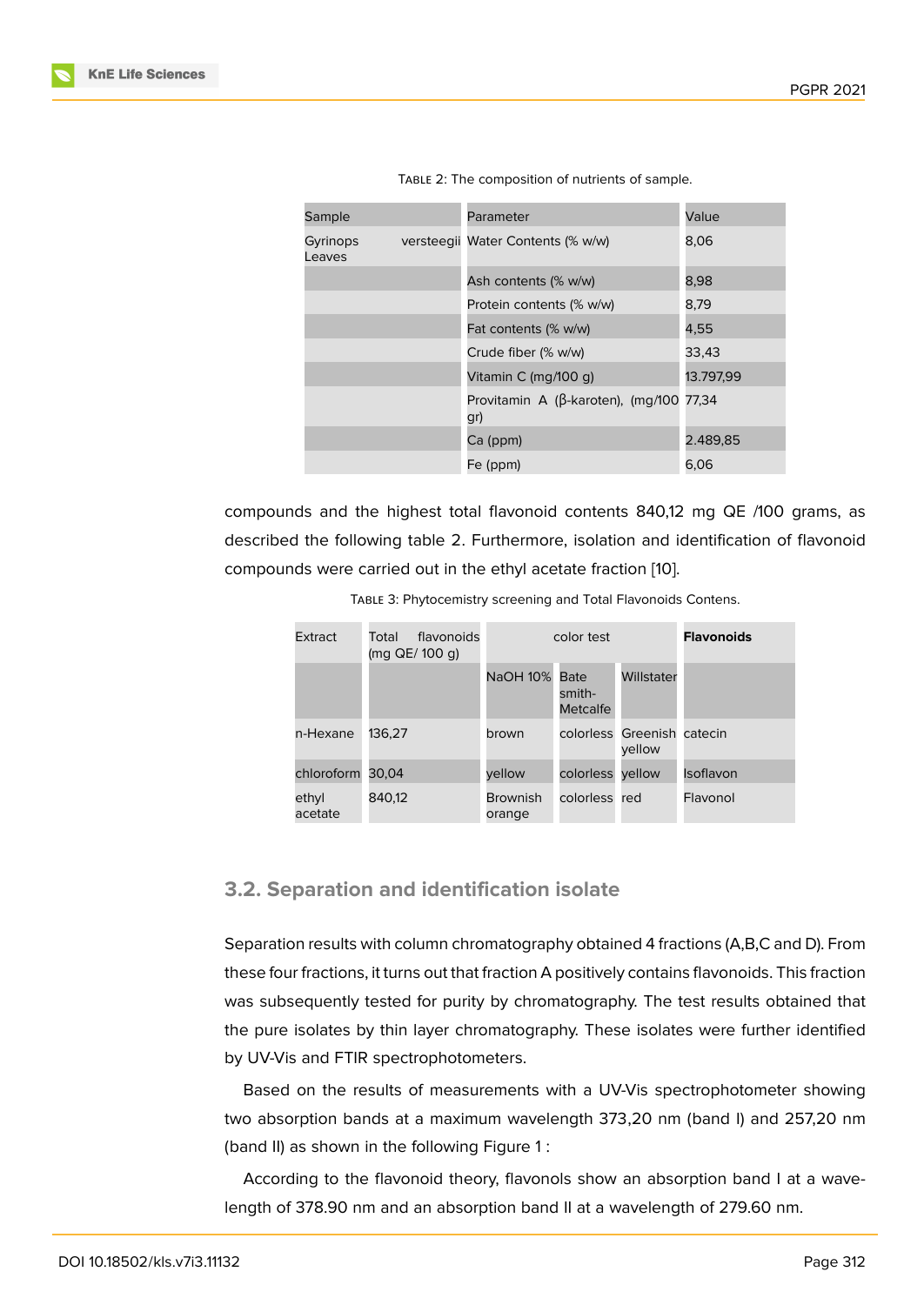TABLE 2: The composition of nutrients of sample.

| Sample | Parameter | Value |
|---|---|---|
| Gyrinops versteegii Leaves | Water Contents (% w/w) | 8,06 |
| | Ash contents (% w/w) | 8,98 |
| | Protein contents (% w/w) | 8,79 |
| | Fat contents (% w/w) | 4,55 |
| | Crude fiber (% w/w) | 33,43 |
| | Vitamin C (mg/100 g) | 13.797,99 |
| | Provitamin A (β-karoten), (mg/100 gr) | 77,34 |
| | Ca (ppm) | 2.489,85 |
| | Fe (ppm) | 6,06 |

compounds and the highest total flavonoid contents 840,12 mg QE /100 grams, as described the following table 2. Furthermore, isolation and identification of flavonoid compounds were carried out in the ethyl acetate fraction [10].

TABLE 3: Phytocemistry screening and Total Flavonoids Contens.

| Extract | Total flavonoids (mg QE/ 100 g) | color test | | | **Flavonoids** |
|---|---|---|---|---|---|
| | | NaOH 10% | Bate smith-Metcalfe | Willstater | |
| n-Hexane | 136,27 | brown | colorless | Greenish yellow | catecin |
| chloroform | 30,04 | yellow | colorless | yellow | Isoflavon |
| ethyl acetate | 840,12 | Brownish orange | colorless | red | Flavonol |

## 3.2. Separation and identification isolate

Separation results with column chromatography obtained 4 fractions (A,B,C and D). From these four fractions, it turns out that fraction A positively contains flavonoids. This fraction was subsequently tested for purity by chromatography. The test results obtained that the pure isolates by thin layer chromatography. These isolates were further identified by UV-Vis and FTIR spectrophotometers.

Based on the results of measurements with a UV-Vis spectrophotometer showing two absorption bands at a maximum wavelength 373,20 nm (band I) and 257,20 nm (band II) as shown in the following Figure 1 :

According to the flavonoid theory, flavonols show an absorption band I at a wavelength of 378.90 nm and an absorption band II at a wavelength of 279.60 nm.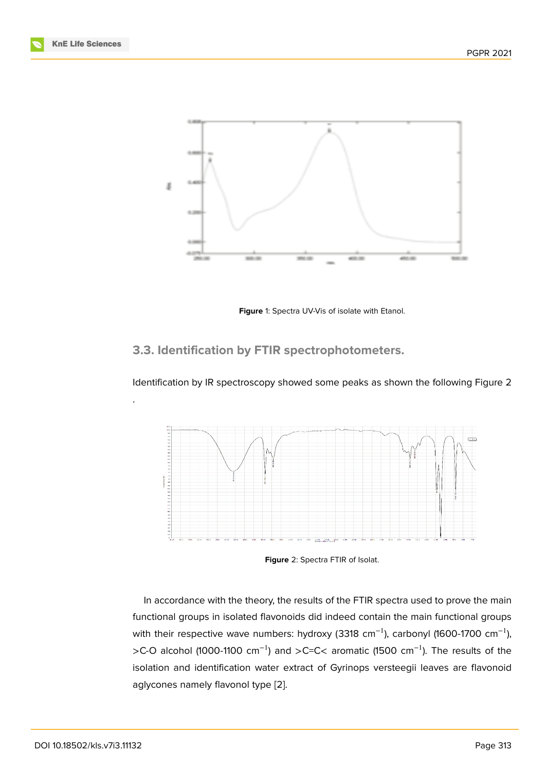Figure 1: Spectra UV-Vis of isolate with Etanol.

### 3.3. Identification by FTIR spectrophotometers.

Identification by IR spectroscopy showed some peaks as shown the following Figure 2 .

Figure 2: Spectra FTIR of Isolat.

In accordance with the theory, the results of the FTIR spectra used to prove the main functional groups in isolated flavonoids did indeed contain the main functional groups with their respective wave numbers: hydroxy (3318 $cm^{-1}$), carbonyl (1600-1700 $cm^{-1}$), >C-O alcohol (1000-1100 $cm^{-1}$) and >C=C< aromatic (1500 $cm^{-1}$). The results of the isolation and identification water extract of Gyrinops versteegii leaves are flavonoid aglycones namely flavonol type [2].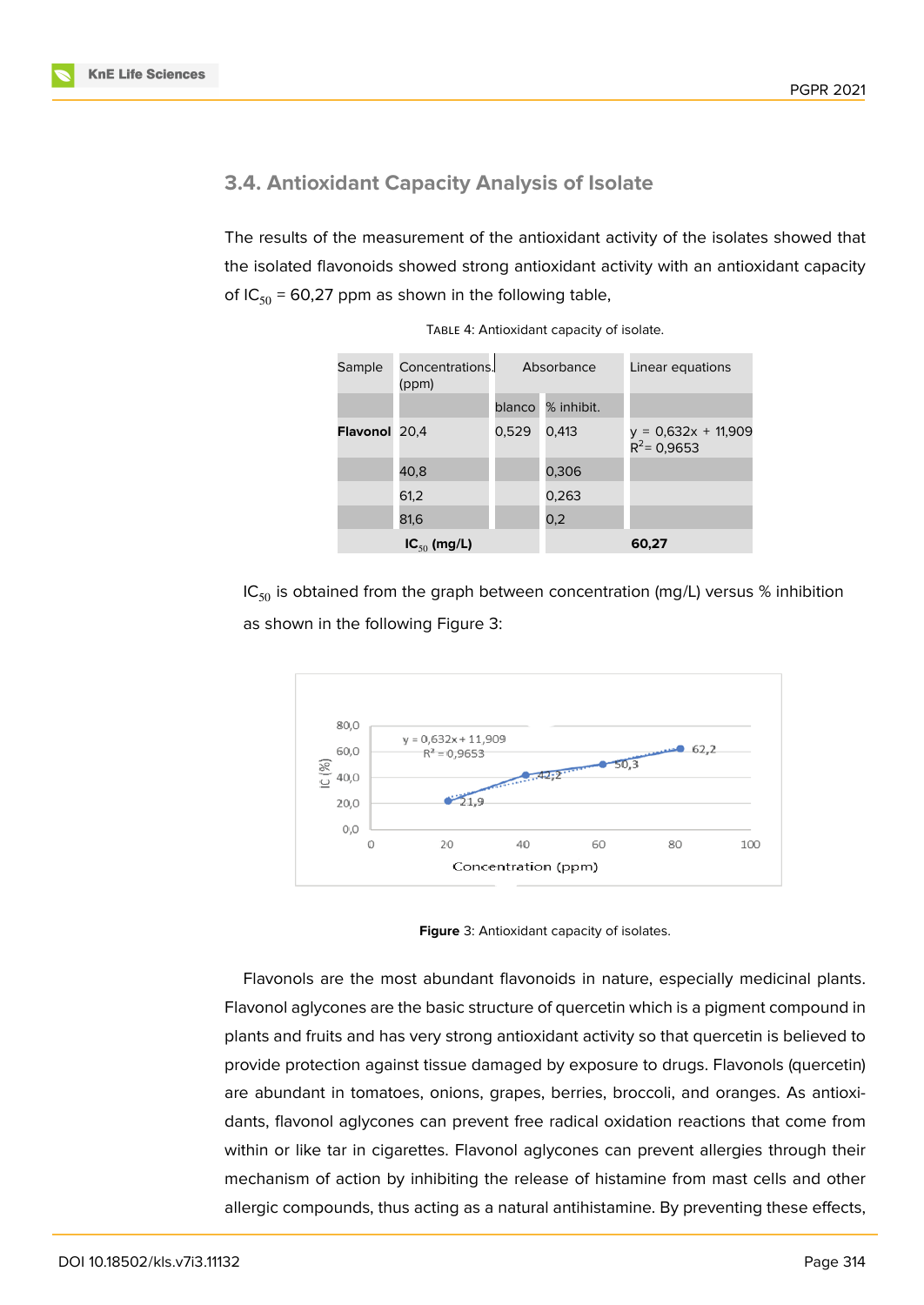### 3.4. Antioxidant Capacity Analysis of Isolate

The results of the measurement of the antioxidant activity of the isolates showed that the isolated flavonoids showed strong antioxidant activity with an antioxidant capacity of $IC_{50}$ = 60,27 ppm as shown in the following table,

Table 4: Antioxidant capacity of isolate.

| Sample | Concentrations (ppm) | Absorbance | | Linear equations |
|---|---|---|---|---|
| | | blanco | % inhibit. | |
| **Flavonol** | 20,4 | 0,529 | 0,413 | y = 0,632x + 11,909 $R^2$= 0,9653 |
| | 40,8 | | 0,306 | |
| | 61,2 | | 0,263 | |
| | 81,6 | | 0,2 | |
| | **$IC_{50}$ (mg/L)** | | **60,27** | |

$IC_{50}$ is obtained from the graph between concentration (mg/L) versus % inhibition as shown in the following Figure 3:

**Figure** 3: Antioxidant capacity of isolates.

Flavonols are the most abundant flavonoids in nature, especially medicinal plants. Flavonol aglycones are the basic structure of quercetin which is a pigment compound in plants and fruits and has very strong antioxidant activity so that quercetin is believed to provide protection against tissue damaged by exposure to drugs. Flavonols (quercetin) are abundant in tomatoes, onions, grapes, berries, broccoli, and oranges. As antioxidants, flavonol aglycones can prevent free radical oxidation reactions that come from within or like tar in cigarettes. Flavonol aglycones can prevent allergies through their mechanism of action by inhibiting the release of histamine from mast cells and other allergic compounds, thus acting as a natural antihistamine. By preventing these effects,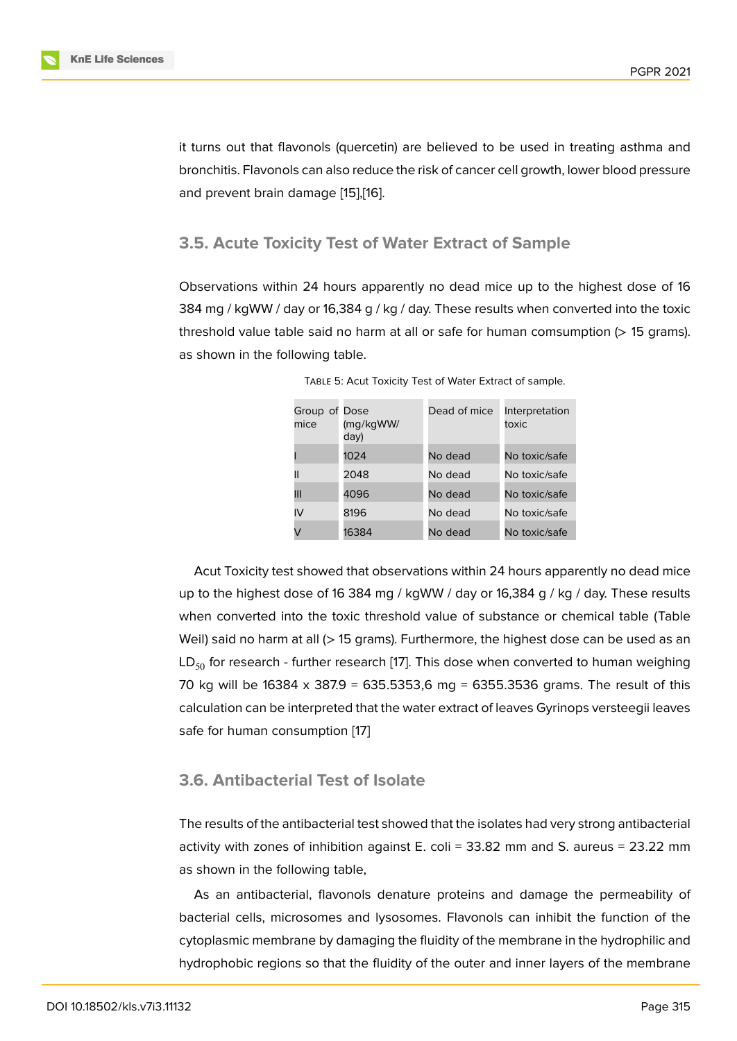it turns out that flavonols (quercetin) are believed to be used in treating asthma and bronchitis. Flavonols can also reduce the risk of cancer cell growth, lower blood pressure and prevent brain damage [15],[16].

### 3.5. Acute Toxicity Test of Water Extract of Sample

Observations within 24 hours apparently no dead mice up to the highest dose of 16 384 mg / kgWW / day or 16,384 g / kg / day. These results when converted into the toxic threshold value table said no harm at all or safe for human comsumption (> 15 grams). as shown in the following table.

TABLE 5: Acut Toxicity Test of Water Extract of sample.

| Group of mice | Dose (mg/kgWW/ day) | Dead of mice | Interpretation toxic |
|---|---|---|---|
| I | 1024 | No dead | No toxic/safe |
| II | 2048 | No dead | No toxic/safe |
| III | 4096 | No dead | No toxic/safe |
| IV | 8196 | No dead | No toxic/safe |
| V | 16384 | No dead | No toxic/safe |

Acut Toxicity test showed that observations within 24 hours apparently no dead mice up to the highest dose of 16 384 mg / kgWW / day or 16,384 g / kg / day. These results when converted into the toxic threshold value of substance or chemical table (Table Weil) said no harm at all (> 15 grams). Furthermore, the highest dose can be used as an $LD_{50}$ for research - further research [17]. This dose when converted to human weighing 70 kg will be 16384 x 387.9 = 635.5353,6 mg = 6355.3536 grams. The result of this calculation can be interpreted that the water extract of leaves Gyrinops versteegii leaves safe for human consumption [17]

### 3.6. Antibacterial Test of Isolate

The results of the antibacterial test showed that the isolates had very strong antibacterial activity with zones of inhibition against E. coli = 33.82 mm and S. aureus = 23.22 mm as shown in the following table,

As an antibacterial, flavonols denature proteins and damage the permeability of bacterial cells, microsomes and lysosomes. Flavonols can inhibit the function of the cytoplasmic membrane by damaging the fluidity of the membrane in the hydrophilic and hydrophobic regions so that the fluidity of the outer and inner layers of the membrane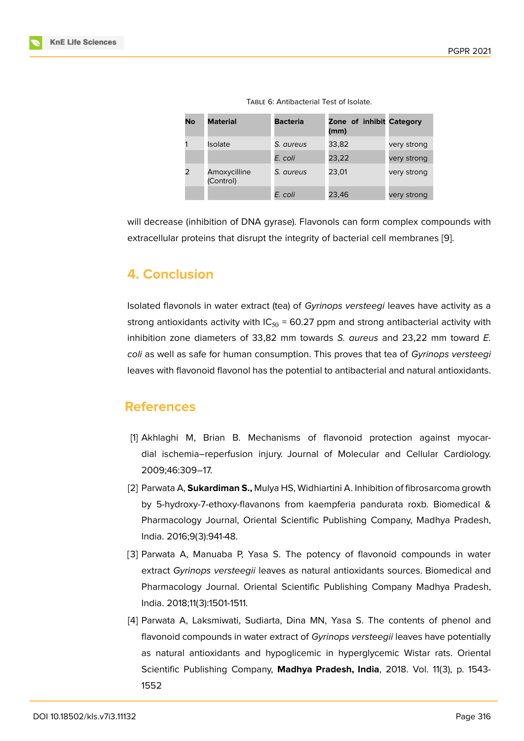Table 6: Antibacterial Test of Isolate.

| No | Material | Bacteria | Zone of inhibit (mm) | Category |
|---|---|---|---|---|
| 1 | Isolate | *S. aureus* | 33,82 | very strong |
| | | *E. coli* | 23,22 | very strong |
| 2 | Amoxycilline (Control) | *S. aureus* | 23,01 | very strong |
| | | *E. coli* | 23,46 | very strong |

will decrease (inhibition of DNA gyrase). Flavonols can form complex compounds with extracellular proteins that disrupt the integrity of bacterial cell membranes [9].

## 4. Conclusion

Isolated flavonols in water extract (tea) of *Gyrinops versteegi* leaves have activity as a strong antioxidants activity with $IC_{50}$ = 60.27 ppm and strong antibacterial activity with inhibition zone diameters of 33,82 mm towards *S. aureus* and 23,22 mm toward *E. coli* as well as safe for human consumption. This proves that tea of *Gyrinops versteegi* leaves with flavonoid flavonol has the potential to antibacterial and natural antioxidants.

## References

[1] Akhlaghi M, Brian B. Mechanisms of flavonoid protection against myocardial ischemia–reperfusion injury. Journal of Molecular and Cellular Cardiology. 2009;46:309–17.

[2] Parwata A, **Sukardiman S.,** Mulya HS, Widhiartini A. Inhibition of fibrosarcoma growth by 5-hydroxy-7-ethoxy-flavanons from kaempferia pandurata roxb. Biomedical & Pharmacology Journal, Oriental Scientific Publishing Company, Madhya Pradesh, India. 2016;9(3):941-48.

[3] Parwata A, Manuaba P, Yasa S. The potency of flavonoid compounds in water extract *Gyrinops versteegii* leaves as natural antioxidants sources. Biomedical and Pharmacology Journal. Oriental Scientific Publishing Company Madhya Pradesh, India. 2018;11(3):1501-1511.

[4] Parwata A, Laksmiwati, Sudiarta, Dina MN, Yasa S. The contents of phenol and flavonoid compounds in water extract of *Gyrinops versteegii* leaves have potentially as natural antioxidants and hypoglicemic in hyperglycemic Wistar rats. Oriental Scientific Publishing Company, **Madhya Pradesh, India**, 2018. Vol. 11(3), p. 1543-1552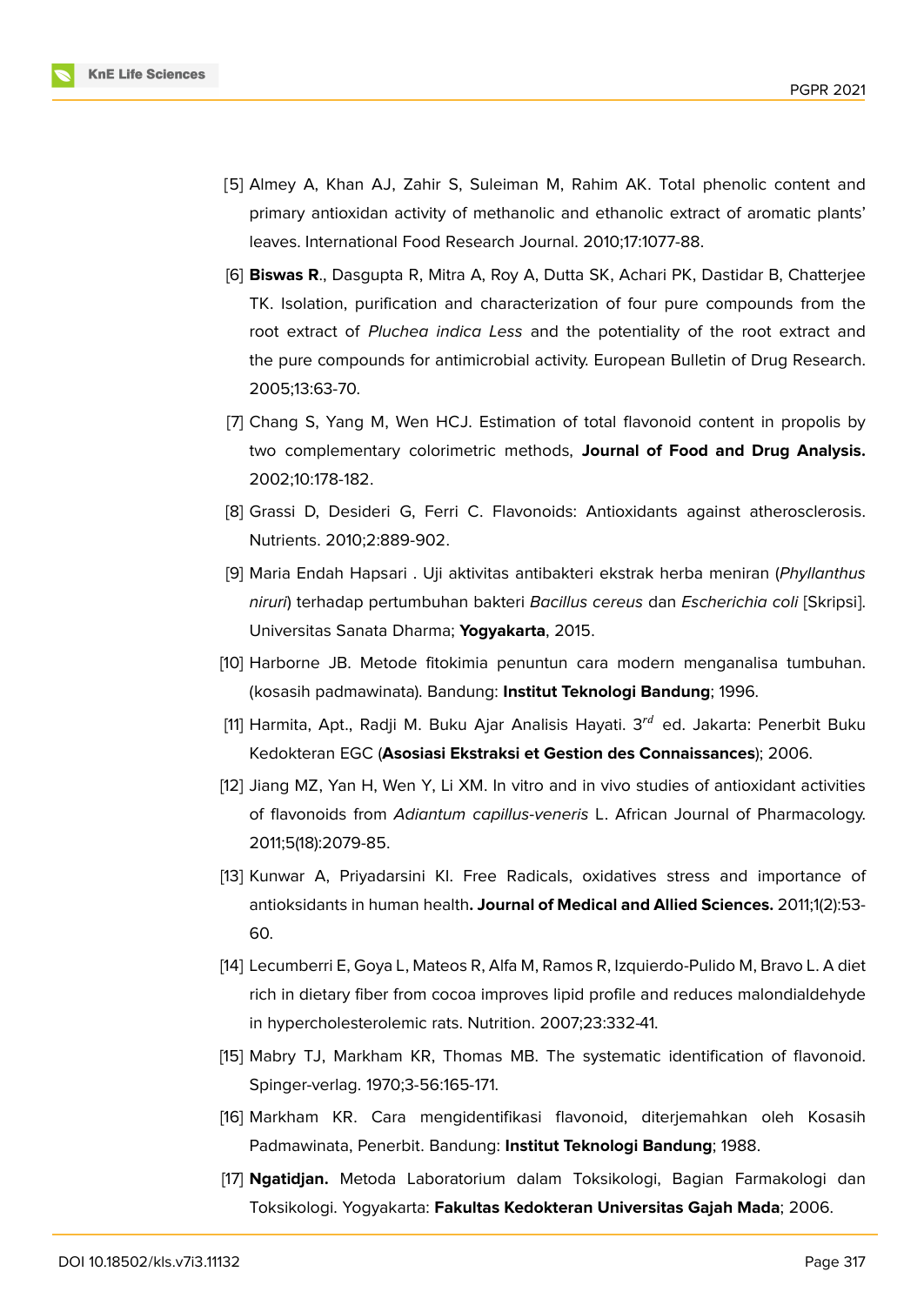[5] Almey A, Khan AJ, Zahir S, Suleiman M, Rahim AK. Total phenolic content and primary antioxidan activity of methanolic and ethanolic extract of aromatic plants' leaves. International Food Research Journal. 2010;17:1077-88.

[6] **Biswas R**., Dasgupta R, Mitra A, Roy A, Dutta SK, Achari PK, Dastidar B, Chatterjee TK. Isolation, purification and characterization of four pure compounds from the root extract of *Pluchea indica Less* and the potentiality of the root extract and the pure compounds for antimicrobial activity. European Bulletin of Drug Research. 2005;13:63-70.

[7] Chang S, Yang M, Wen HCJ. Estimation of total flavonoid content in propolis by two complementary colorimetric methods, **Journal of Food and Drug Analysis.** 2002;10:178-182.

[8] Grassi D, Desideri G, Ferri C. Flavonoids: Antioxidants against atherosclerosis. Nutrients. 2010;2:889-902.

[9] Maria Endah Hapsari . Uji aktivitas antibakteri ekstrak herba meniran (*Phyllanthus niruri*) terhadap pertumbuhan bakteri *Bacillus cereus* dan *Escherichia coli* [Skripsi]. Universitas Sanata Dharma; **Yogyakarta**, 2015.

[10] Harborne JB. Metode fitokimia penuntun cara modern menganalisa tumbuhan. (kosasih padmawinata). Bandung: **Institut Teknologi Bandung**; 1996.

[11] Harmita, Apt., Radji M. Buku Ajar Analisis Hayati. 3$^{rd}$ ed. Jakarta: Penerbit Buku Kedokteran EGC (**Asosiasi Ekstraksi et Gestion des Connaissances**); 2006.

[12] Jiang MZ, Yan H, Wen Y, Li XM. In vitro and in vivo studies of antioxidant activities of flavonoids from *Adiantum capillus-veneris* L. African Journal of Pharmacology. 2011;5(18):2079-85.

[13] Kunwar A, Priyadarsini KI. Free Radicals, oxidatives stress and importance of antioksidants in human health**. Journal of Medical and Allied Sciences.** 2011;1(2):53-60.

[14] Lecumberri E, Goya L, Mateos R, Alfa M, Ramos R, Izquierdo-Pulido M, Bravo L. A diet rich in dietary fiber from cocoa improves lipid profile and reduces malondialdehyde in hypercholesterolemic rats. Nutrition. 2007;23:332-41.

[15] Mabry TJ, Markham KR, Thomas MB. The systematic identification of flavonoid. Spinger-verlag. 1970;3-56:165-171.

[16] Markham KR. Cara mengidentifikasi flavonoid, diterjemahkan oleh Kosasih Padmawinata, Penerbit. Bandung: **Institut Teknologi Bandung**; 1988.

[17] **Ngatidjan.** Metoda Laboratorium dalam Toksikologi, Bagian Farmakologi dan Toksikologi. Yogyakarta: **Fakultas Kedokteran Universitas Gajah Mada**; 2006.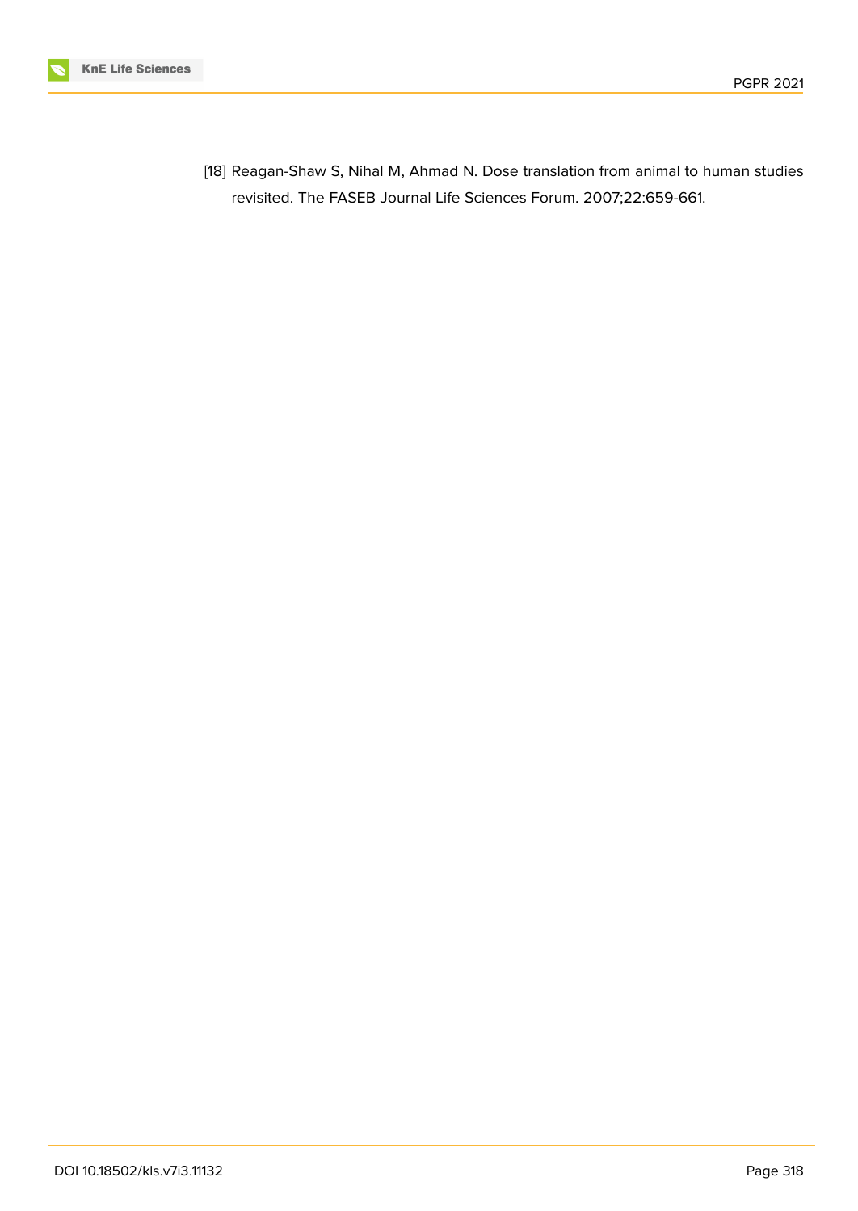[18] Reagan-Shaw S, Nihal M, Ahmad N. Dose translation from animal to human studies revisited. The FASEB Journal Life Sciences Forum. 2007;22:659-661.